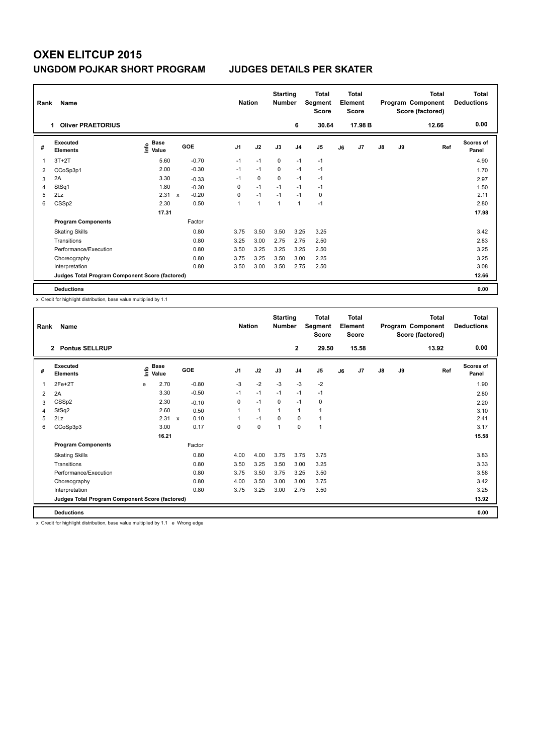# OXEN ELITCUP 2015

## UNGDOM POJKAR SHORT PROGRAM    JUDGES DETAILS PER SKATER

| Rank | Name | Nation | Starting Number | Total Segment Score | Total Element Score | Total Program Component Score (factored) | Total Deductions |
|---|---|---|---|---|---|---|---|
| 1 | Oliver PRAETORIUS | | 6 | 30.64 | 17.98 B | 12.66 | 0.00 |

| # | Executed Elements | Info | Base Value | | GOE | J1 | J2 | J3 | J4 | J5 | J6 | J7 | J8 | J9 | Ref | Scores of Panel |
|---|---|---|---|---|---|---|---|---|---|---|---|---|---|---|---|---|
| 1 | 3T+2T | | 5.60 | | -0.70 | -1 | -1 | 0 | -1 | -1 | | | | | | 4.90 |
| 2 | CCoSp3p1 | | 2.00 | | -0.30 | -1 | -1 | 0 | -1 | -1 | | | | | | 1.70 |
| 3 | 2A | | 3.30 | | -0.33 | -1 | 0 | 0 | -1 | -1 | | | | | | 2.97 |
| 4 | StSq1 | | 1.80 | | -0.30 | 0 | -1 | -1 | -1 | -1 | | | | | | 1.50 |
| 5 | 2Lz | | 2.31 | x | -0.20 | 0 | -1 | -1 | -1 | 0 | | | | | | 2.11 |
| 6 | CSSp2 | | 2.30 | | 0.50 | 1 | 1 | 1 | 1 | -1 | | | | | | 2.80 |
| | | | 17.31 | | | | | | | | | | | | | 17.98 |
| | **Program Components** | | | | Factor | | | | | | | | | | | |
| | Skating Skills | | | | 0.80 | 3.75 | 3.50 | 3.50 | 3.25 | 3.25 | | | | | | 3.42 |
| | Transitions | | | | 0.80 | 3.25 | 3.00 | 2.75 | 2.75 | 2.50 | | | | | | 2.83 |
| | Performance/Execution | | | | 0.80 | 3.50 | 3.25 | 3.25 | 3.25 | 2.50 | | | | | | 3.25 |
| | Choreography | | | | 0.80 | 3.75 | 3.25 | 3.50 | 3.00 | 2.25 | | | | | | 3.25 |
| | Interpretation | | | | 0.80 | 3.50 | 3.00 | 3.50 | 2.75 | 2.50 | | | | | | 3.08 |
| | **Judges Total Program Component Score (factored)** | | | | | | | | | | | | | | | 12.66 |
| | **Deductions** | | | | | | | | | | | | | | | 0.00 |

x Credit for highlight distribution, base value multiplied by 1.1

| Rank | Name | Nation | Starting Number | Total Segment Score | Total Element Score | Total Program Component Score (factored) | Total Deductions |
|---|---|---|---|---|---|---|---|
| 2 | Pontus SELLRUP | | 2 | 29.50 | 15.58 | 13.92 | 0.00 |

| # | Executed Elements | Info | Base Value | | GOE | J1 | J2 | J3 | J4 | J5 | J6 | J7 | J8 | J9 | Ref | Scores of Panel |
|---|---|---|---|---|---|---|---|---|---|---|---|---|---|---|---|---|
| 1 | 2Fe+2T | e | 2.70 | | -0.80 | -3 | -2 | -3 | -3 | -2 | | | | | | 1.90 |
| 2 | 2A | | 3.30 | | -0.50 | -1 | -1 | -1 | -1 | -1 | | | | | | 2.80 |
| 3 | CSSp2 | | 2.30 | | -0.10 | 0 | -1 | 0 | -1 | 0 | | | | | | 2.20 |
| 4 | StSq2 | | 2.60 | | 0.50 | 1 | 1 | 1 | 1 | 1 | | | | | | 3.10 |
| 5 | 2Lz | | 2.31 | x | 0.10 | 1 | -1 | 0 | 0 | 1 | | | | | | 2.41 |
| 6 | CCoSp3p3 | | 3.00 | | 0.17 | 0 | 0 | 1 | 0 | 1 | | | | | | 3.17 |
| | | | 16.21 | | | | | | | | | | | | | 15.58 |
| | **Program Components** | | | | Factor | | | | | | | | | | | |
| | Skating Skills | | | | 0.80 | 4.00 | 4.00 | 3.75 | 3.75 | 3.75 | | | | | | 3.83 |
| | Transitions | | | | 0.80 | 3.50 | 3.25 | 3.50 | 3.00 | 3.25 | | | | | | 3.33 |
| | Performance/Execution | | | | 0.80 | 3.75 | 3.50 | 3.75 | 3.25 | 3.50 | | | | | | 3.58 |
| | Choreography | | | | 0.80 | 4.00 | 3.50 | 3.00 | 3.00 | 3.75 | | | | | | 3.42 |
| | Interpretation | | | | 0.80 | 3.75 | 3.25 | 3.00 | 2.75 | 3.50 | | | | | | 3.25 |
| | **Judges Total Program Component Score (factored)** | | | | | | | | | | | | | | | 13.92 |
| | **Deductions** | | | | | | | | | | | | | | | 0.00 |

x Credit for highlight distribution, base value multiplied by 1.1   e Wrong edge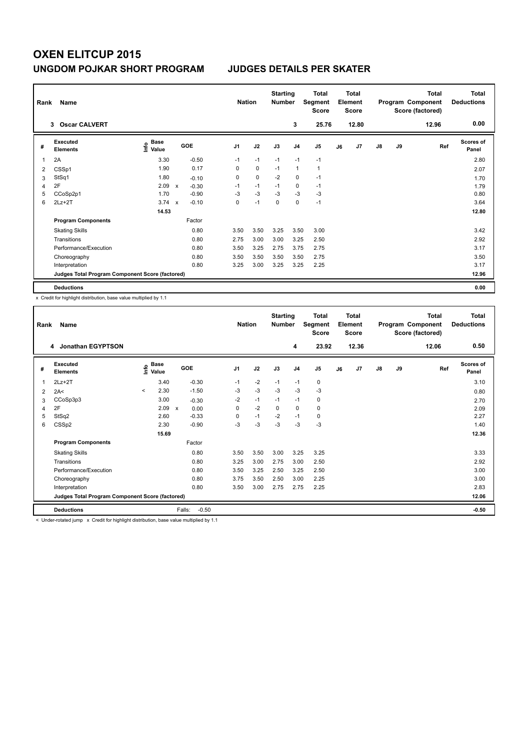# OXEN ELITCUP 2015

## UNGDOM POJKAR SHORT PROGRAM — JUDGES DETAILS PER SKATER

| Rank | Name | Nation | Starting Number | Total Segment Score | Total Element Score | Total Program Component Score (factored) | Total Deductions |
|---|---|---|---|---|---|---|---|
| 3 | Oscar CALVERT | | 3 | 25.76 | 12.80 | 12.96 | 0.00 |

| # | Executed Elements | Info | Base Value | | GOE | J1 | J2 | J3 | J4 | J5 | J6 | J7 | J8 | J9 | Ref | Scores of Panel |
|---|---|---|---|---|---|---|---|---|---|---|---|---|---|---|---|---|
| 1 | 2A | | 3.30 | | -0.50 | -1 | -1 | -1 | -1 | -1 | | | | | | 2.80 |
| 2 | CSSp1 | | 1.90 | | 0.17 | 0 | 0 | -1 | 1 | 1 | | | | | | 2.07 |
| 3 | StSq1 | | 1.80 | | -0.10 | 0 | 0 | -2 | 0 | -1 | | | | | | 1.70 |
| 4 | 2F | | 2.09 | x | -0.30 | -1 | -1 | -1 | 0 | -1 | | | | | | 1.79 |
| 5 | CCoSp2p1 | | 1.70 | | -0.90 | -3 | -3 | -3 | -3 | -3 | | | | | | 0.80 |
| 6 | 2Lz+2T | | 3.74 | x | -0.10 | 0 | -1 | 0 | 0 | -1 | | | | | | 3.64 |
| | | | 14.53 | | | | | | | | | | | | | 12.80 |
| | **Program Components** | | | | Factor | | | | | | | | | | | |
| | Skating Skills | | | | 0.80 | 3.50 | 3.50 | 3.25 | 3.50 | 3.00 | | | | | | 3.42 |
| | Transitions | | | | 0.80 | 2.75 | 3.00 | 3.00 | 3.25 | 2.50 | | | | | | 2.92 |
| | Performance/Execution | | | | 0.80 | 3.50 | 3.25 | 2.75 | 3.75 | 2.75 | | | | | | 3.17 |
| | Choreography | | | | 0.80 | 3.50 | 3.50 | 3.50 | 3.50 | 2.75 | | | | | | 3.50 |
| | Interpretation | | | | 0.80 | 3.25 | 3.00 | 3.25 | 3.25 | 2.25 | | | | | | 3.17 |
| | **Judges Total Program Component Score (factored)** | | | | | | | | | | | | | | | 12.96 |
| | **Deductions** | | | | | | | | | | | | | | | 0.00 |

x Credit for highlight distribution, base value multiplied by 1.1

| Rank | Name | Nation | Starting Number | Total Segment Score | Total Element Score | Total Program Component Score (factored) | Total Deductions |
|---|---|---|---|---|---|---|---|
| 4 | Jonathan EGYPTSON | | 4 | 23.92 | 12.36 | 12.06 | 0.50 |

| # | Executed Elements | Info | Base Value | | GOE | J1 | J2 | J3 | J4 | J5 | J6 | J7 | J8 | J9 | Ref | Scores of Panel |
|---|---|---|---|---|---|---|---|---|---|---|---|---|---|---|---|---|
| 1 | 2Lz+2T | | 3.40 | | -0.30 | -1 | -2 | -1 | -1 | 0 | | | | | | 3.10 |
| 2 | 2A< | < | 2.30 | | -1.50 | -3 | -3 | -3 | -3 | -3 | | | | | | 0.80 |
| 3 | CCoSp3p3 | | 3.00 | | -0.30 | -2 | -1 | -1 | -1 | 0 | | | | | | 2.70 |
| 4 | 2F | | 2.09 | x | 0.00 | 0 | -2 | 0 | 0 | 0 | | | | | | 2.09 |
| 5 | StSq2 | | 2.60 | | -0.33 | 0 | -1 | -2 | -1 | 0 | | | | | | 2.27 |
| 6 | CSSp2 | | 2.30 | | -0.90 | -3 | -3 | -3 | -3 | -3 | | | | | | 1.40 |
| | | | 15.69 | | | | | | | | | | | | | 12.36 |
| | **Program Components** | | | | Factor | | | | | | | | | | | |
| | Skating Skills | | | | 0.80 | 3.50 | 3.50 | 3.00 | 3.25 | 3.25 | | | | | | 3.33 |
| | Transitions | | | | 0.80 | 3.25 | 3.00 | 2.75 | 3.00 | 2.50 | | | | | | 2.92 |
| | Performance/Execution | | | | 0.80 | 3.50 | 3.25 | 2.50 | 3.25 | 2.50 | | | | | | 3.00 |
| | Choreography | | | | 0.80 | 3.75 | 3.50 | 2.50 | 3.00 | 2.25 | | | | | | 3.00 |
| | Interpretation | | | | 0.80 | 3.50 | 3.00 | 2.75 | 2.75 | 2.25 | | | | | | 2.83 |
| | **Judges Total Program Component Score (factored)** | | | | | | | | | | | | | | | 12.06 |
| | **Deductions** | | | | Falls: -0.50 | | | | | | | | | | | -0.50 |

< Under-rotated jump x Credit for highlight distribution, base value multiplied by 1.1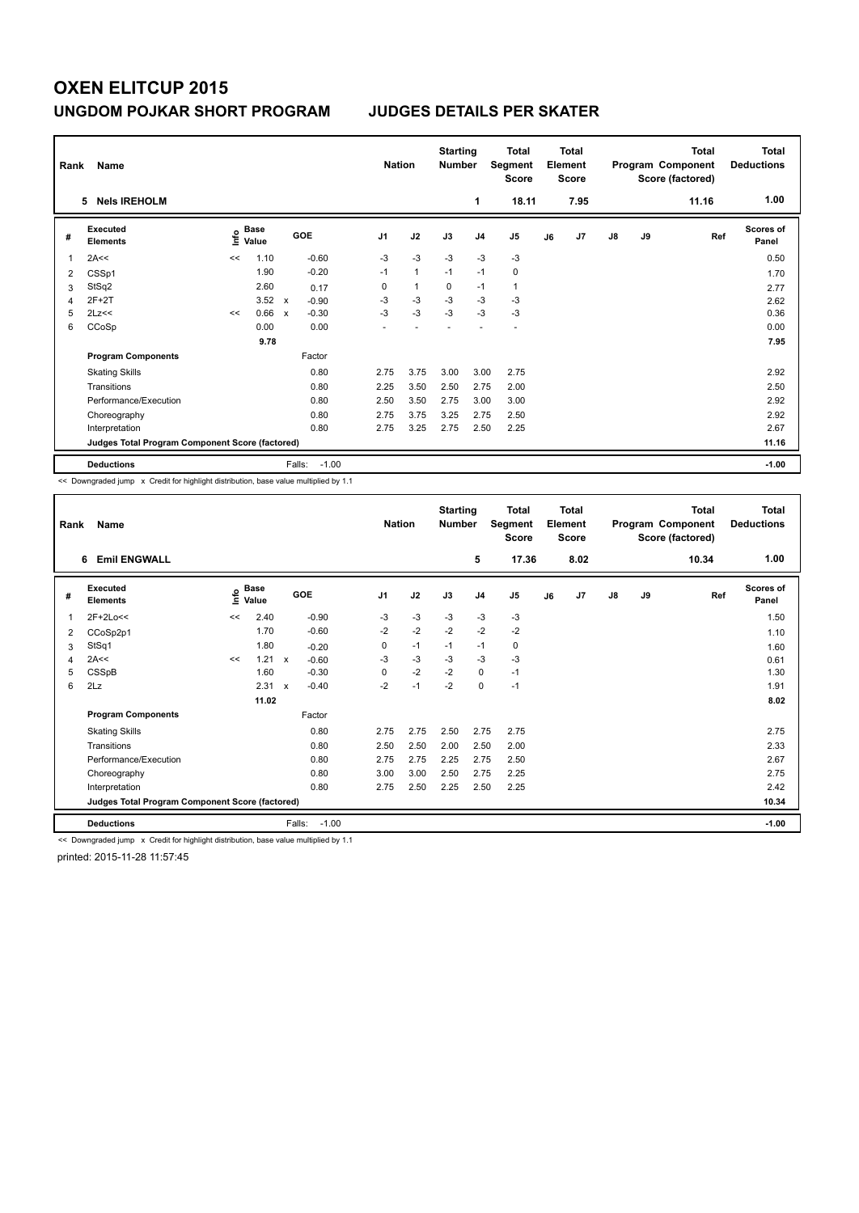# OXEN ELITCUP 2015

## UNGDOM POJKAR SHORT PROGRAM    JUDGES DETAILS PER SKATER

| Rank | Name | Nation | Starting Number | Total Segment Score | Total Element Score | Total Program Component Score (factored) | Total Deductions |
|---|---|---|---|---|---|---|---|
| 5 | Nels IREHOLM | | 1 | 18.11 | 7.95 | 11.16 | 1.00 |

| # | Executed Elements | Info | Base Value | | GOE | J1 | J2 | J3 | J4 | J5 | J6 | J7 | J8 | J9 | Ref | Scores of Panel |
|---|---|---|---|---|---|---|---|---|---|---|---|---|---|---|---|---|
| 1 | 2A<< | << | 1.10 | | -0.60 | -3 | -3 | -3 | -3 | -3 | | | | | | 0.50 |
| 2 | CSSp1 | | 1.90 | | -0.20 | -1 | 1 | -1 | -1 | 0 | | | | | | 1.70 |
| 3 | StSq2 | | 2.60 | | 0.17 | 0 | 1 | 0 | -1 | 1 | | | | | | 2.77 |
| 4 | 2F+2T | | 3.52 | x | -0.90 | -3 | -3 | -3 | -3 | -3 | | | | | | 2.62 |
| 5 | 2Lz<< | << | 0.66 | x | -0.30 | -3 | -3 | -3 | -3 | -3 | | | | | | 0.36 |
| 6 | CCoSp | | 0.00 | | 0.00 | - | - | - | - | - | | | | | | 0.00 |
| | | | 9.78 | | | | | | | | | | | | | 7.95 |
| | **Program Components** | | | | Factor | | | | | | | | | | | |
| | Skating Skills | | | | 0.80 | 2.75 | 3.75 | 3.00 | 3.00 | 2.75 | | | | | | 2.92 |
| | Transitions | | | | 0.80 | 2.25 | 3.50 | 2.50 | 2.75 | 2.00 | | | | | | 2.50 |
| | Performance/Execution | | | | 0.80 | 2.50 | 3.50 | 2.75 | 3.00 | 3.00 | | | | | | 2.92 |
| | Choreography | | | | 0.80 | 2.75 | 3.75 | 3.25 | 2.75 | 2.50 | | | | | | 2.92 |
| | Interpretation | | | | 0.80 | 2.75 | 3.25 | 2.75 | 2.50 | 2.25 | | | | | | 2.67 |
| | **Judges Total Program Component Score (factored)** | | | | | | | | | | | | | | | 11.16 |
| | **Deductions** | | | | Falls: -1.00 | | | | | | | | | | | -1.00 |

<< Downgraded jump x Credit for highlight distribution, base value multiplied by 1.1

| Rank | Name | Nation | Starting Number | Total Segment Score | Total Element Score | Total Program Component Score (factored) | Total Deductions |
|---|---|---|---|---|---|---|---|
| 6 | Emil ENGWALL | | 5 | 17.36 | 8.02 | 10.34 | 1.00 |

| # | Executed Elements | Info | Base Value | | GOE | J1 | J2 | J3 | J4 | J5 | J6 | J7 | J8 | J9 | Ref | Scores of Panel |
|---|---|---|---|---|---|---|---|---|---|---|---|---|---|---|---|---|
| 1 | 2F+2Lo<< | << | 2.40 | | -0.90 | -3 | -3 | -3 | -3 | -3 | | | | | | 1.50 |
| 2 | CCoSp2p1 | | 1.70 | | -0.60 | -2 | -2 | -2 | -2 | -2 | | | | | | 1.10 |
| 3 | StSq1 | | 1.80 | | -0.20 | 0 | -1 | -1 | -1 | 0 | | | | | | 1.60 |
| 4 | 2A<< | << | 1.21 | x | -0.60 | -3 | -3 | -3 | -3 | -3 | | | | | | 0.61 |
| 5 | CSSpB | | 1.60 | | -0.30 | 0 | -2 | -2 | 0 | -1 | | | | | | 1.30 |
| 6 | 2Lz | | 2.31 | x | -0.40 | -2 | -1 | -2 | 0 | -1 | | | | | | 1.91 |
| | | | 11.02 | | | | | | | | | | | | | 8.02 |
| | **Program Components** | | | | Factor | | | | | | | | | | | |
| | Skating Skills | | | | 0.80 | 2.75 | 2.75 | 2.50 | 2.75 | 2.75 | | | | | | 2.75 |
| | Transitions | | | | 0.80 | 2.50 | 2.50 | 2.00 | 2.50 | 2.00 | | | | | | 2.33 |
| | Performance/Execution | | | | 0.80 | 2.75 | 2.75 | 2.25 | 2.75 | 2.50 | | | | | | 2.67 |
| | Choreography | | | | 0.80 | 3.00 | 3.00 | 2.50 | 2.75 | 2.25 | | | | | | 2.75 |
| | Interpretation | | | | 0.80 | 2.75 | 2.50 | 2.25 | 2.50 | 2.25 | | | | | | 2.42 |
| | **Judges Total Program Component Score (factored)** | | | | | | | | | | | | | | | 10.34 |
| | **Deductions** | | | | Falls: -1.00 | | | | | | | | | | | -1.00 |

<< Downgraded jump x Credit for highlight distribution, base value multiplied by 1.1

printed: 2015-11-28 11:57:45